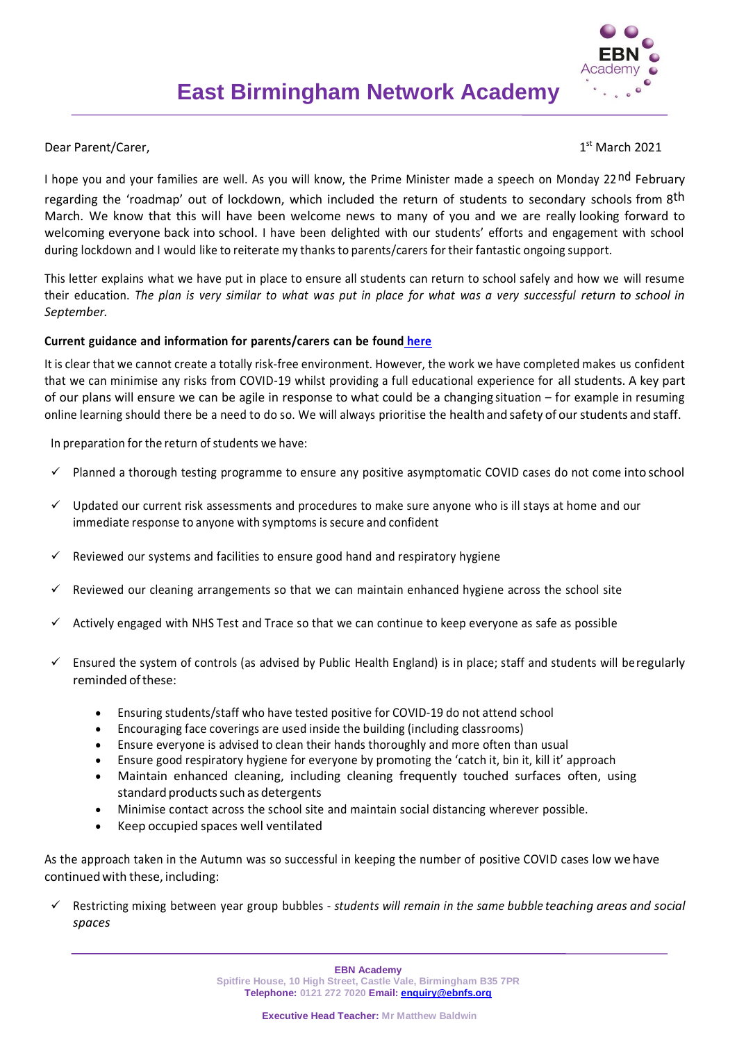# East Birmingham Network Academy

Dear Parent/Carer,

1st March 2021

I hope you and your families are well. As you will know, the Prime Minister made a speech on Monday 22nd February regarding the 'roadmap' out of lockdown, which included the return of students to secondary schools from 8th March. We know that this will have been welcome news to many of you and we are really looking forward to welcoming everyone back into school. I have been delighted with our students' efforts and engagement with school during lockdown and I would like to reiterate my thanks to parents/carers for their fantastic ongoing support.

This letter explains what we have put in place to ensure all students can return to school safely and how we will resume their education. *The plan is very similar to what was put in place for what was a very successful return to school in September.*

**Current guidance and information for parents/carers can be found here**

It is clear that we cannot create a totally risk-free environment. However, the work we have completed makes us confident that we can minimise any risks from COVID-19 whilst providing a full educational experience for all students. A key part of our plans will ensure we can be agile in response to what could be a changing situation – for example in resuming online learning should there be a need to do so. We will always prioritise the health and safety of our students and staff.

In preparation for the return of students we have:

- ✓ Planned a thorough testing programme to ensure any positive asymptomatic COVID cases do not come into school
- ✓ Updated our current risk assessments and procedures to make sure anyone who is ill stays at home and our immediate response to anyone with symptoms is secure and confident
- ✓ Reviewed our systems and facilities to ensure good hand and respiratory hygiene
- ✓ Reviewed our cleaning arrangements so that we can maintain enhanced hygiene across the school site
- ✓ Actively engaged with NHS Test and Trace so that we can continue to keep everyone as safe as possible
- ✓ Ensured the system of controls (as advised by Public Health England) is in place; staff and students will be regularly reminded of these:
  - Ensuring students/staff who have tested positive for COVID-19 do not attend school
  - Encouraging face coverings are used inside the building (including classrooms)
  - Ensure everyone is advised to clean their hands thoroughly and more often than usual
  - Ensure good respiratory hygiene for everyone by promoting the 'catch it, bin it, kill it' approach
  - Maintain enhanced cleaning, including cleaning frequently touched surfaces often, using standard products such as detergents
  - Minimise contact across the school site and maintain social distancing wherever possible.
  - Keep occupied spaces well ventilated

As the approach taken in the Autumn was so successful in keeping the number of positive COVID cases low we have continued with these, including:

- ✓ Restricting mixing between year group bubbles - *students will remain in the same bubble teaching areas and social spaces*

**EBN Academy**
Spitfire House, 10 High Street, Castle Vale, Birmingham B35 7PR
**Telephone:** 0121 272 7020 **Email:** enquiry@ebnfs.org

**Executive Head Teacher:** Mr Matthew Baldwin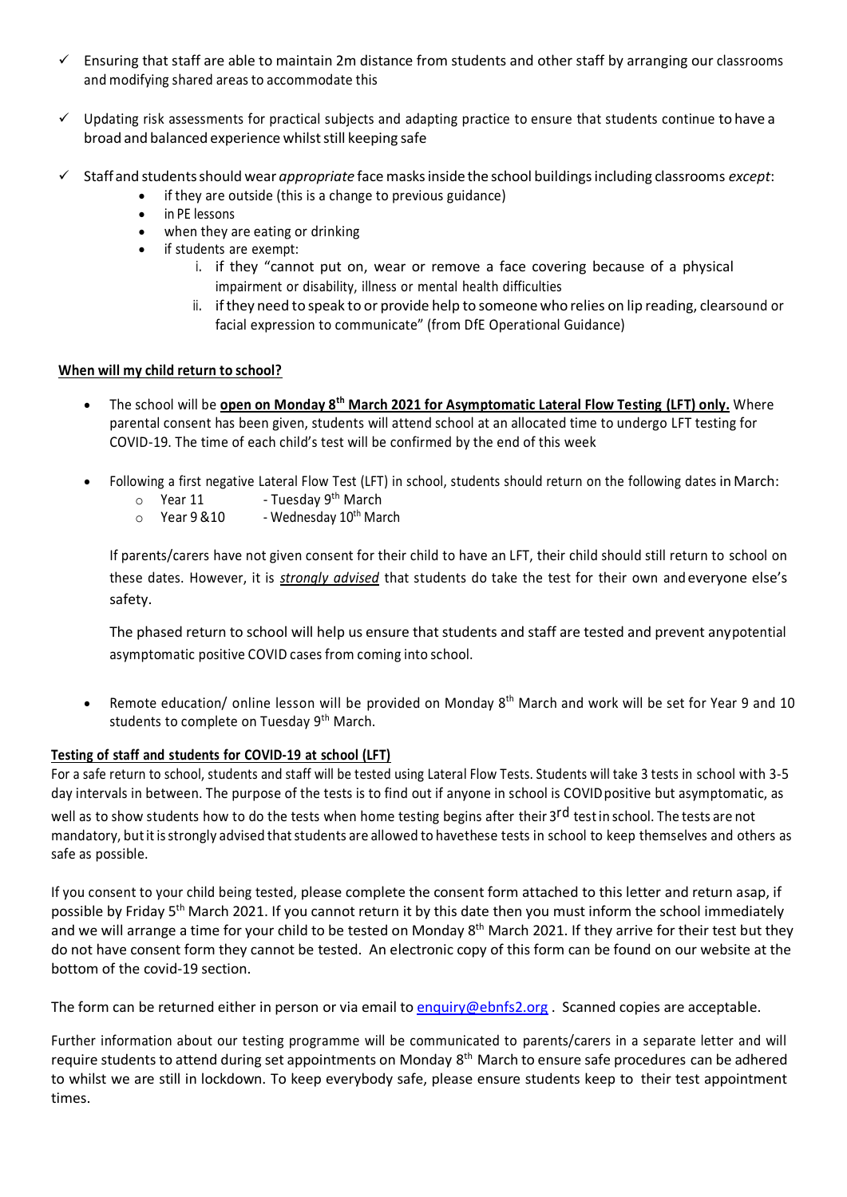- ✓ Ensuring that staff are able to maintain 2m distance from students and other staff by arranging our classrooms and modifying shared areas to accommodate this

- ✓ Updating risk assessments for practical subjects and adapting practice to ensure that students continue to have a broad and balanced experience whilst still keeping safe

- ✓ Staff and students should wear *appropriate* face masks inside the school buildings including classrooms *except*:
  - if they are outside (this is a change to previous guidance)
  - in PE lessons
  - when they are eating or drinking
  - if students are exempt:
    1. if they "cannot put on, wear or remove a face covering because of a physical impairment or disability, illness or mental health difficulties
    2. if they need to speak to or provide help to someone who relies on lip reading, clearsound or facial expression to communicate" (from DfE Operational Guidance)

**When will my child return to school?**

- The school will be **open on Monday 8th March 2021 for Asymptomatic Lateral Flow Testing (LFT) only.** Where parental consent has been given, students will attend school at an allocated time to undergo LFT testing for COVID-19. The time of each child's test will be confirmed by the end of this week

- Following a first negative Lateral Flow Test (LFT) in school, students should return on the following dates in March:
  - Year 11 - Tuesday 9th March
  - Year 9 &10 - Wednesday 10th March

  If parents/carers have not given consent for their child to have an LFT, their child should still return to school on these dates. However, it is ***strongly advised*** that students do take the test for their own and everyone else's safety.

  The phased return to school will help us ensure that students and staff are tested and prevent any potential asymptomatic positive COVID cases from coming into school.

- Remote education/ online lesson will be provided on Monday 8th March and work will be set for Year 9 and 10 students to complete on Tuesday 9th March.

**Testing of staff and students for COVID-19 at school (LFT)**

For a safe return to school, students and staff will be tested using Lateral Flow Tests. Students will take 3 tests in school with 3-5 day intervals in between. The purpose of the tests is to find out if anyone in school is COVID positive but asymptomatic, as well as to show students how to do the tests when home testing begins after their 3rd test in school. The tests are not mandatory, but it is strongly advised that students are allowed to have these tests in school to keep themselves and others as safe as possible.

If you consent to your child being tested, please complete the consent form attached to this letter and return asap, if possible by Friday 5th March 2021. If you cannot return it by this date then you must inform the school immediately and we will arrange a time for your child to be tested on Monday 8th March 2021. If they arrive for their test but they do not have consent form they cannot be tested. An electronic copy of this form can be found on our website at the bottom of the covid-19 section.

The form can be returned either in person or via email to enquiry@ebnfs2.org . Scanned copies are acceptable.

Further information about our testing programme will be communicated to parents/carers in a separate letter and will require students to attend during set appointments on Monday 8th March to ensure safe procedures can be adhered to whilst we are still in lockdown. To keep everybody safe, please ensure students keep to their test appointment times.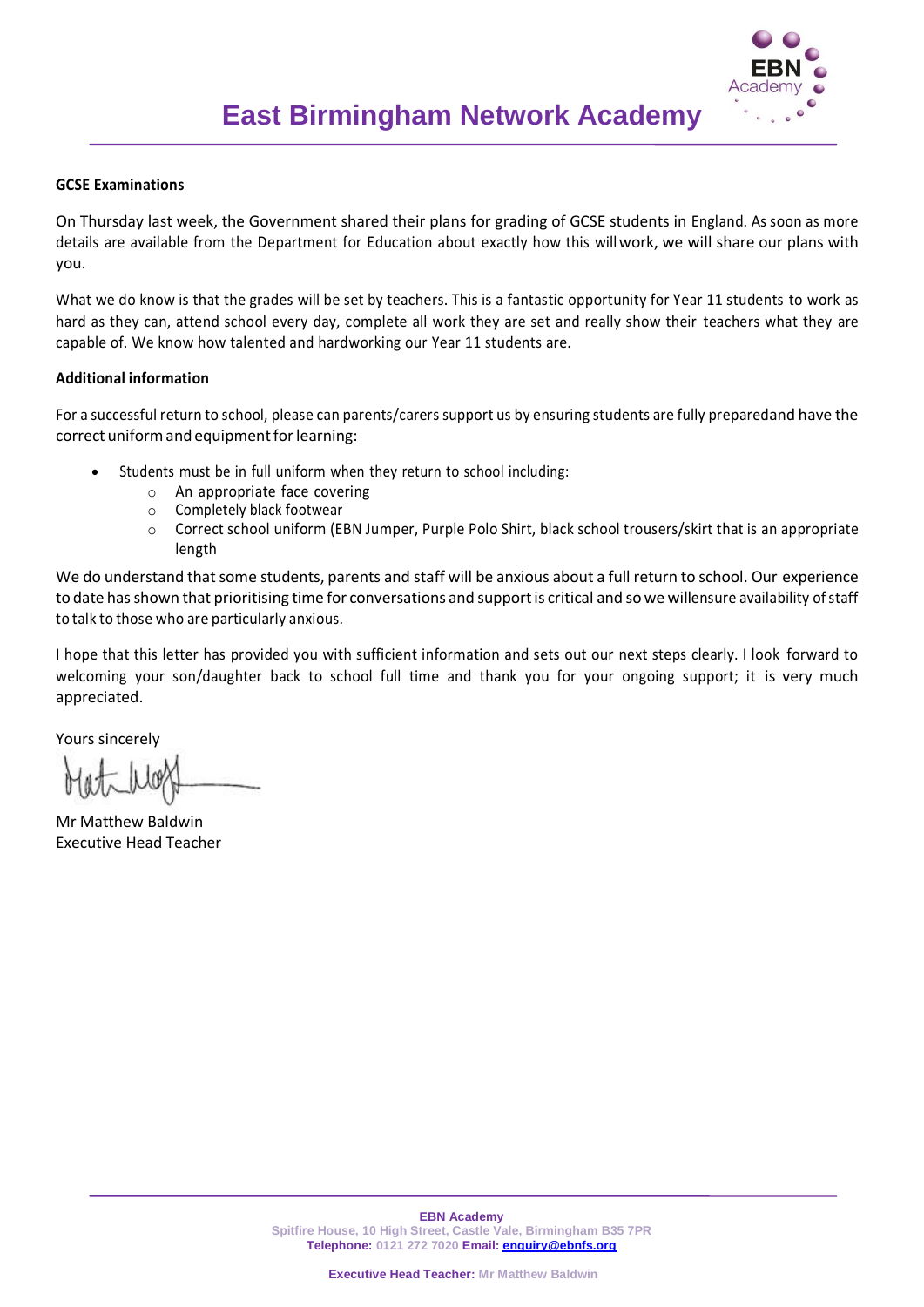**GCSE Examinations**

On Thursday last week, the Government shared their plans for grading of GCSE students in England. As soon as more details are available from the Department for Education about exactly how this will work, we will share our plans with you.

What we do know is that the grades will be set by teachers. This is a fantastic opportunity for Year 11 students to work as hard as they can, attend school every day, complete all work they are set and really show their teachers what they are capable of. We know how talented and hardworking our Year 11 students are.

**Additional information**

For a successful return to school, please can parents/carers support us by ensuring students are fully preparedand have the correct uniform and equipment for learning:

- Students must be in full uniform when they return to school including:
    - An appropriate face covering
    - Completely black footwear
    - Correct school uniform (EBN Jumper, Purple Polo Shirt, black school trousers/skirt that is an appropriate length

We do understand that some students, parents and staff will be anxious about a full return to school. Our experience to date has shown that prioritising time for conversations and support is critical and so we willensure availability of staff to talk to those who are particularly anxious.

I hope that this letter has provided you with sufficient information and sets out our next steps clearly. I look forward to welcoming your son/daughter back to school full time and thank you for your ongoing support; it is very much appreciated.

Yours sincerely

Mr Matthew Baldwin
Executive Head Teacher